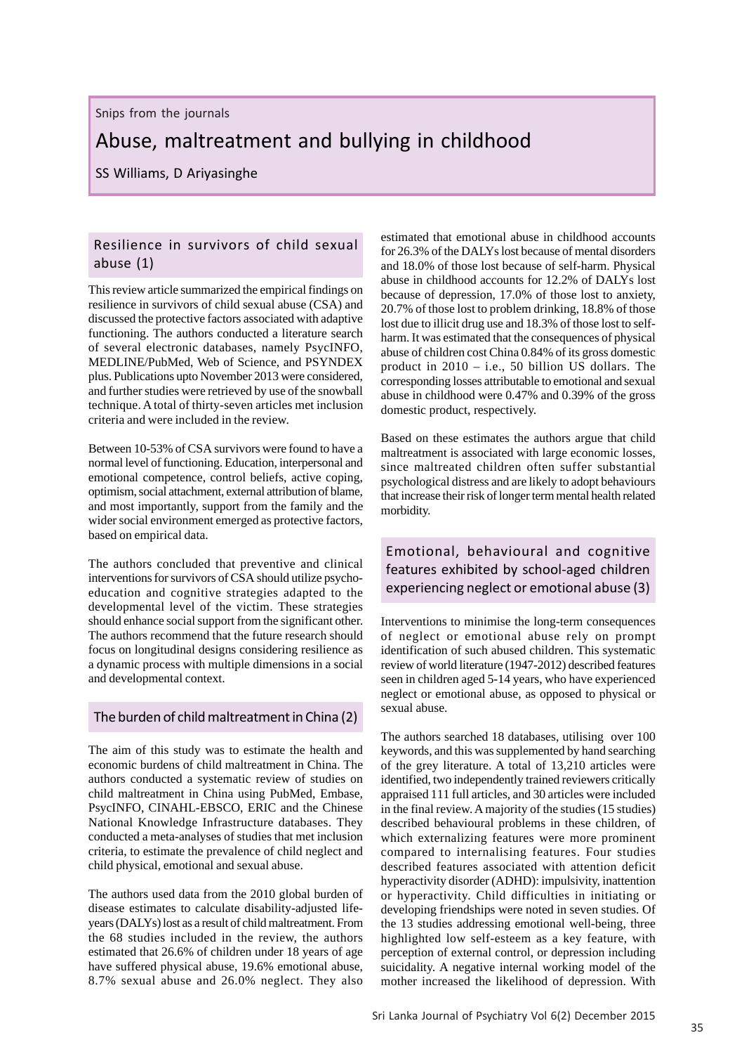Snips from the journals

# Abuse, maltreatment and bullying in childhood

SS Williams, D Ariyasinghe

## Resilience in survivors of child sexual abuse (1)

This review article summarized the empirical findings on resilience in survivors of child sexual abuse (CSA) and discussed the protective factors associated with adaptive functioning. The authors conducted a literature search of several electronic databases, namely PsycINFO, MEDLINE/PubMed, Web of Science, and PSYNDEX plus. Publications upto November 2013 were considered, and further studies were retrieved by use of the snowball technique. A total of thirty-seven articles met inclusion criteria and were included in the review.

Between 10-53% of CSA survivors were found to have a normal level of functioning. Education, interpersonal and emotional competence, control beliefs, active coping, optimism, social attachment, external attribution of blame, and most importantly, support from the family and the wider social environment emerged as protective factors, based on empirical data.

The authors concluded that preventive and clinical interventions for survivors of CSA should utilize psycho-education and cognitive strategies adapted to the developmental level of the victim. These strategies should enhance social support from the significant other. The authors recommend that the future research should focus on longitudinal designs considering resilience as a dynamic process with multiple dimensions in a social and developmental context.

## The burden of child maltreatment in China (2)

The aim of this study was to estimate the health and economic burdens of child maltreatment in China. The authors conducted a systematic review of studies on child maltreatment in China using PubMed, Embase, PsycINFO, CINAHL-EBSCO, ERIC and the Chinese National Knowledge Infrastructure databases. They conducted a meta-analyses of studies that met inclusion criteria, to estimate the prevalence of child neglect and child physical, emotional and sexual abuse.

The authors used data from the 2010 global burden of disease estimates to calculate disability-adjusted life-years (DALYs) lost as a result of child maltreatment. From the 68 studies included in the review, the authors estimated that 26.6% of children under 18 years of age have suffered physical abuse, 19.6% emotional abuse, 8.7% sexual abuse and 26.0% neglect. They also estimated that emotional abuse in childhood accounts for 26.3% of the DALYs lost because of mental disorders and 18.0% of those lost because of self-harm. Physical abuse in childhood accounts for 12.2% of DALYs lost because of depression, 17.0% of those lost to anxiety, 20.7% of those lost to problem drinking, 18.8% of those lost due to illicit drug use and 18.3% of those lost to self-harm. It was estimated that the consequences of physical abuse of children cost China 0.84% of its gross domestic product in 2010 – i.e., 50 billion US dollars. The corresponding losses attributable to emotional and sexual abuse in childhood were 0.47% and 0.39% of the gross domestic product, respectively.

Based on these estimates the authors argue that child maltreatment is associated with large economic losses, since maltreated children often suffer substantial psychological distress and are likely to adopt behaviours that increase their risk of longer term mental health related morbidity.

## Emotional, behavioural and cognitive features exhibited by school-aged children experiencing neglect or emotional abuse (3)

Interventions to minimise the long-term consequences of neglect or emotional abuse rely on prompt identification of such abused children. This systematic review of world literature (1947-2012) described features seen in children aged 5-14 years, who have experienced neglect or emotional abuse, as opposed to physical or sexual abuse.

The authors searched 18 databases, utilising over 100 keywords, and this was supplemented by hand searching of the grey literature. A total of 13,210 articles were identified, two independently trained reviewers critically appraised 111 full articles, and 30 articles were included in the final review. A majority of the studies (15 studies) described behavioural problems in these children, of which externalizing features were more prominent compared to internalising features. Four studies described features associated with attention deficit hyperactivity disorder (ADHD): impulsivity, inattention or hyperactivity. Child difficulties in initiating or developing friendships were noted in seven studies. Of the 13 studies addressing emotional well-being, three highlighted low self-esteem as a key feature, with perception of external control, or depression including suicidality. A negative internal working model of the mother increased the likelihood of depression. With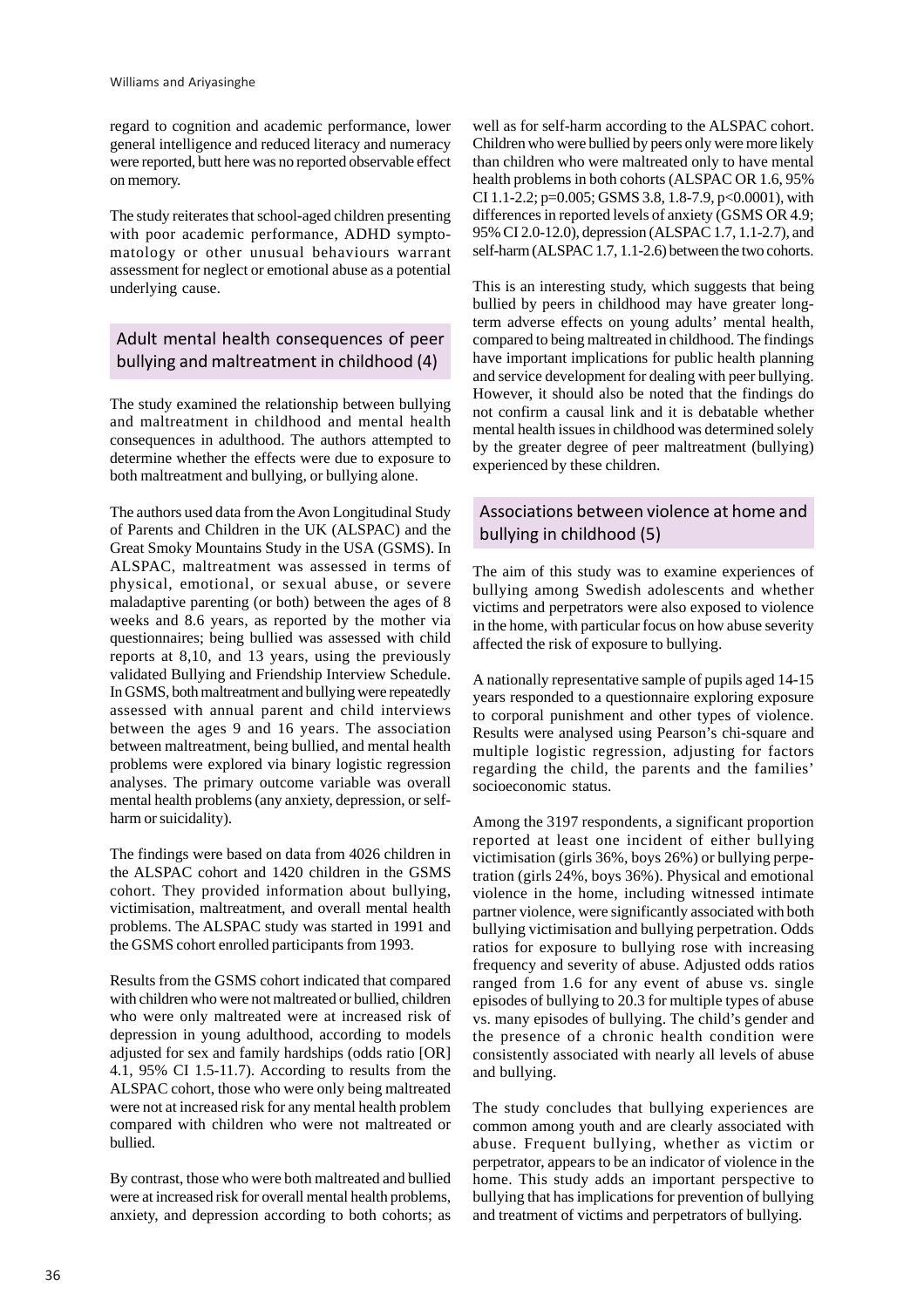regard to cognition and academic performance, lower general intelligence and reduced literacy and numeracy were reported, butt here was no reported observable effect on memory.

The study reiterates that school-aged children presenting with poor academic performance, ADHD symptomatology or other unusual behaviours warrant assessment for neglect or emotional abuse as a potential underlying cause.

## Adult mental health consequences of peer bullying and maltreatment in childhood (4)

The study examined the relationship between bullying and maltreatment in childhood and mental health consequences in adulthood. The authors attempted to determine whether the effects were due to exposure to both maltreatment and bullying, or bullying alone.

The authors used data from the Avon Longitudinal Study of Parents and Children in the UK (ALSPAC) and the Great Smoky Mountains Study in the USA (GSMS). In ALSPAC, maltreatment was assessed in terms of physical, emotional, or sexual abuse, or severe maladaptive parenting (or both) between the ages of 8 weeks and 8.6 years, as reported by the mother via questionnaires; being bullied was assessed with child reports at 8,10, and 13 years, using the previously validated Bullying and Friendship Interview Schedule. In GSMS, both maltreatment and bullying were repeatedly assessed with annual parent and child interviews between the ages 9 and 16 years. The association between maltreatment, being bullied, and mental health problems were explored via binary logistic regression analyses. The primary outcome variable was overall mental health problems (any anxiety, depression, or self-harm or suicidality).

The findings were based on data from 4026 children in the ALSPAC cohort and 1420 children in the GSMS cohort. They provided information about bullying, victimisation, maltreatment, and overall mental health problems. The ALSPAC study was started in 1991 and the GSMS cohort enrolled participants from 1993.

Results from the GSMS cohort indicated that compared with children who were not maltreated or bullied, children who were only maltreated were at increased risk of depression in young adulthood, according to models adjusted for sex and family hardships (odds ratio [OR] 4.1, 95% CI 1.5-11.7). According to results from the ALSPAC cohort, those who were only being maltreated were not at increased risk for any mental health problem compared with children who were not maltreated or bullied.

By contrast, those who were both maltreated and bullied were at increased risk for overall mental health problems, anxiety, and depression according to both cohorts; as well as for self-harm according to the ALSPAC cohort. Children who were bullied by peers only were more likely than children who were maltreated only to have mental health problems in both cohorts (ALSPAC OR 1.6, 95% CI 1.1-2.2; $p=0.005$; GSMS 3.8, 1.8-7.9, $p<0.0001$), with differences in reported levels of anxiety (GSMS OR 4.9; 95% CI 2.0-12.0), depression (ALSPAC 1.7, 1.1-2.7), and self-harm (ALSPAC 1.7, 1.1-2.6) between the two cohorts.

This is an interesting study, which suggests that being bullied by peers in childhood may have greater long-term adverse effects on young adults' mental health, compared to being maltreated in childhood. The findings have important implications for public health planning and service development for dealing with peer bullying. However, it should also be noted that the findings do not confirm a causal link and it is debatable whether mental health issues in childhood was determined solely by the greater degree of peer maltreatment (bullying) experienced by these children.

## Associations between violence at home and bullying in childhood (5)

The aim of this study was to examine experiences of bullying among Swedish adolescents and whether victims and perpetrators were also exposed to violence in the home, with particular focus on how abuse severity affected the risk of exposure to bullying.

A nationally representative sample of pupils aged 14-15 years responded to a questionnaire exploring exposure to corporal punishment and other types of violence. Results were analysed using Pearson's chi-square and multiple logistic regression, adjusting for factors regarding the child, the parents and the families' socioeconomic status.

Among the 3197 respondents, a significant proportion reported at least one incident of either bullying victimisation (girls 36%, boys 26%) or bullying perpetration (girls 24%, boys 36%). Physical and emotional violence in the home, including witnessed intimate partner violence, were significantly associated with both bullying victimisation and bullying perpetration. Odds ratios for exposure to bullying rose with increasing frequency and severity of abuse. Adjusted odds ratios ranged from 1.6 for any event of abuse vs. single episodes of bullying to 20.3 for multiple types of abuse vs. many episodes of bullying. The child's gender and the presence of a chronic health condition were consistently associated with nearly all levels of abuse and bullying.

The study concludes that bullying experiences are common among youth and are clearly associated with abuse. Frequent bullying, whether as victim or perpetrator, appears to be an indicator of violence in the home. This study adds an important perspective to bullying that has implications for prevention of bullying and treatment of victims and perpetrators of bullying.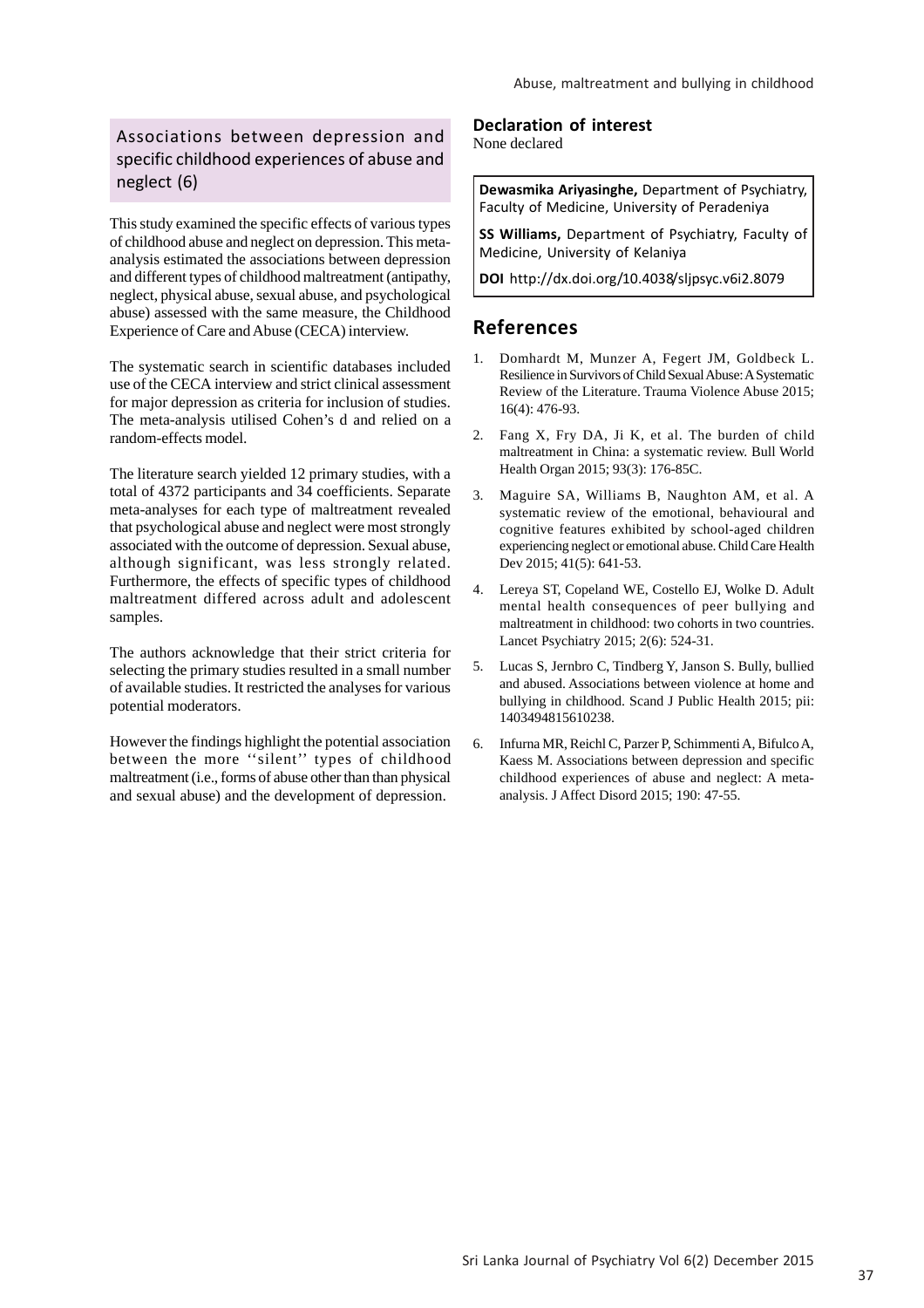## Associations between depression and specific childhood experiences of abuse and neglect (6)

This study examined the specific effects of various types of childhood abuse and neglect on depression. This meta-analysis estimated the associations between depression and different types of childhood maltreatment (antipathy, neglect, physical abuse, sexual abuse, and psychological abuse) assessed with the same measure, the Childhood Experience of Care and Abuse (CECA) interview.

The systematic search in scientific databases included use of the CECA interview and strict clinical assessment for major depression as criteria for inclusion of studies. The meta-analysis utilised Cohen's d and relied on a random-effects model.

The literature search yielded 12 primary studies, with a total of 4372 participants and 34 coefficients. Separate meta-analyses for each type of maltreatment revealed that psychological abuse and neglect were most strongly associated with the outcome of depression. Sexual abuse, although significant, was less strongly related. Furthermore, the effects of specific types of childhood maltreatment differed across adult and adolescent samples.

The authors acknowledge that their strict criteria for selecting the primary studies resulted in a small number of available studies. It restricted the analyses for various potential moderators.

However the findings highlight the potential association between the more ''silent'' types of childhood maltreatment (i.e., forms of abuse other than than physical and sexual abuse) and the development of depression.

**Declaration of interest**

None declared

**Dewasmika Ariyasinghe,** Department of Psychiatry, Faculty of Medicine, University of Peradeniya

**SS Williams,** Department of Psychiatry, Faculty of Medicine, University of Kelaniya

**DOI** http://dx.doi.org/10.4038/sljpsyc.v6i2.8079

## References

1. Domhardt M, Munzer A, Fegert JM, Goldbeck L. Resilience in Survivors of Child Sexual Abuse: A Systematic Review of the Literature. Trauma Violence Abuse 2015; 16(4): 476-93.
2. Fang X, Fry DA, Ji K, et al. The burden of child maltreatment in China: a systematic review. Bull World Health Organ 2015; 93(3): 176-85C.
3. Maguire SA, Williams B, Naughton AM, et al. A systematic review of the emotional, behavioural and cognitive features exhibited by school-aged children experiencing neglect or emotional abuse. Child Care Health Dev 2015; 41(5): 641-53.
4. Lereya ST, Copeland WE, Costello EJ, Wolke D. Adult mental health consequences of peer bullying and maltreatment in childhood: two cohorts in two countries. Lancet Psychiatry 2015; 2(6): 524-31.
5. Lucas S, Jernbro C, Tindberg Y, Janson S. Bully, bullied and abused. Associations between violence at home and bullying in childhood. Scand J Public Health 2015; pii: 1403494815610238.
6. Infurna MR, Reichl C, Parzer P, Schimmenti A, Bifulco A, Kaess M. Associations between depression and specific childhood experiences of abuse and neglect: A meta-analysis. J Affect Disord 2015; 190: 47-55.